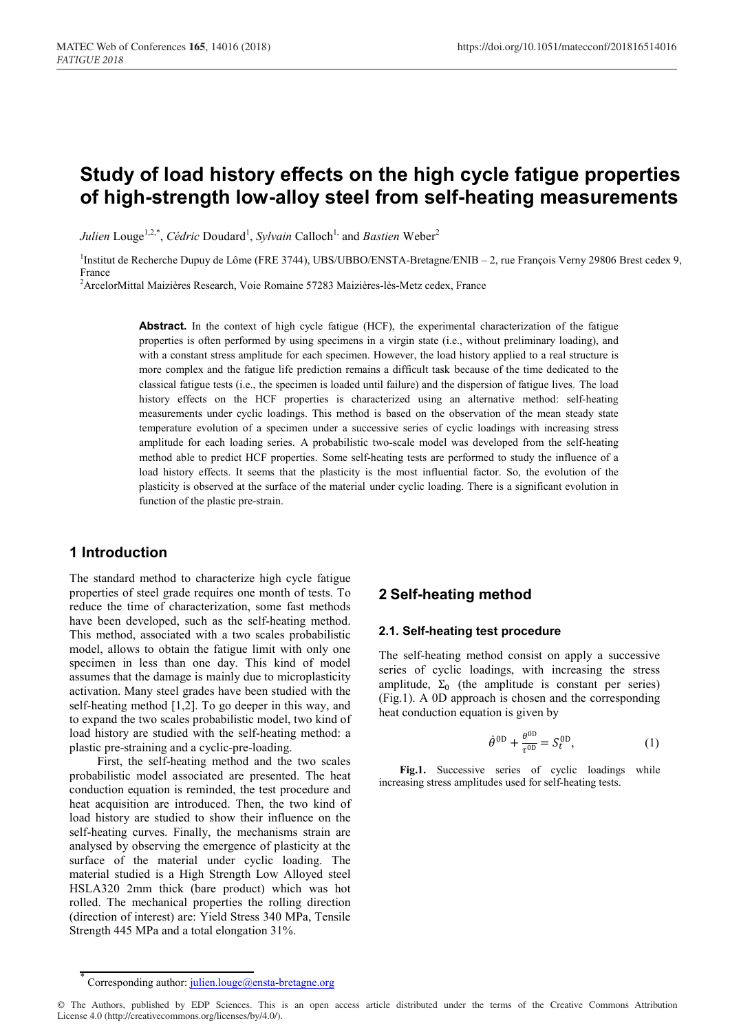# Study of load history effects on the high cycle fatigue properties of high-strength low-alloy steel from self-heating measurements

*Julien* Louge[1,2,*], *Cédric* Doudard[1], *Sylvain* Calloch[1,] and *Bastien* Weber[2]

[1]Institut de Recherche Dupuy de Lôme (FRE 3744), UBS/UBBO/ENSTA-Bretagne/ENIB – 2, rue François Verny 29806 Brest cedex 9, France

[2]ArcelorMittal Maizières Research, Voie Romaine 57283 Maizières-lès-Metz cedex, France

**Abstract.** In the context of high cycle fatigue (HCF), the experimental characterization of the fatigue properties is often performed by using specimens in a virgin state (i.e., without preliminary loading), and with a constant stress amplitude for each specimen. However, the load history applied to a real structure is more complex and the fatigue life prediction remains a difficult task because of the time dedicated to the classical fatigue tests (i.e., the specimen is loaded until failure) and the dispersion of fatigue lives. The load history effects on the HCF properties is characterized using an alternative method: self-heating measurements under cyclic loadings. This method is based on the observation of the mean steady state temperature evolution of a specimen under a successive series of cyclic loadings with increasing stress amplitude for each loading series. A probabilistic two-scale model was developed from the self-heating method able to predict HCF properties. Some self-heating tests are performed to study the influence of a load history effects. It seems that the plasticity is the most influential factor. So, the evolution of the plasticity is observed at the surface of the material under cyclic loading. There is a significant evolution in function of the plastic pre-strain.

## 1 Introduction

The standard method to characterize high cycle fatigue properties of steel grade requires one month of tests. To reduce the time of characterization, some fast methods have been developed, such as the self-heating method. This method, associated with a two scales probabilistic model, allows to obtain the fatigue limit with only one specimen in less than one day. This kind of model assumes that the damage is mainly due to microplasticity activation. Many steel grades have been studied with the self-heating method [1,2]. To go deeper in this way, and to expand the two scales probabilistic model, two kind of load history are studied with the self-heating method: a plastic pre-straining and a cyclic-pre-loading.

First, the self-heating method and the two scales probabilistic model associated are presented. The heat conduction equation is reminded, the test procedure and heat acquisition are introduced. Then, the two kind of load history are studied to show their influence on the self-heating curves. Finally, the mechanisms strain are analysed by observing the emergence of plasticity at the surface of the material under cyclic loading. The material studied is a High Strength Low Alloyed steel HSLA320 2mm thick (bare product) which was hot rolled. The mechanical properties the rolling direction (direction of interest) are: Yield Stress 340 MPa, Tensile Strength 445 MPa and a total elongation 31%.

## 2 Self-heating method

### 2.1. Self-heating test procedure

The self-heating method consist on apply a successive series of cyclic loadings, with increasing the stress amplitude, $\Sigma_0$ (the amplitude is constant per series) (Fig.1). A 0D approach is chosen and the corresponding heat conduction equation is given by

$$\dot{\theta}^{0D} + \frac{\theta^{0D}}{\tau^{0D}} = S_t^{0D}, \tag{1}$$

**Fig.1.** Successive series of cyclic loadings while increasing stress amplitudes used for self-heating tests.

---

* Corresponding author: julien.louge@ensta-bretagne.org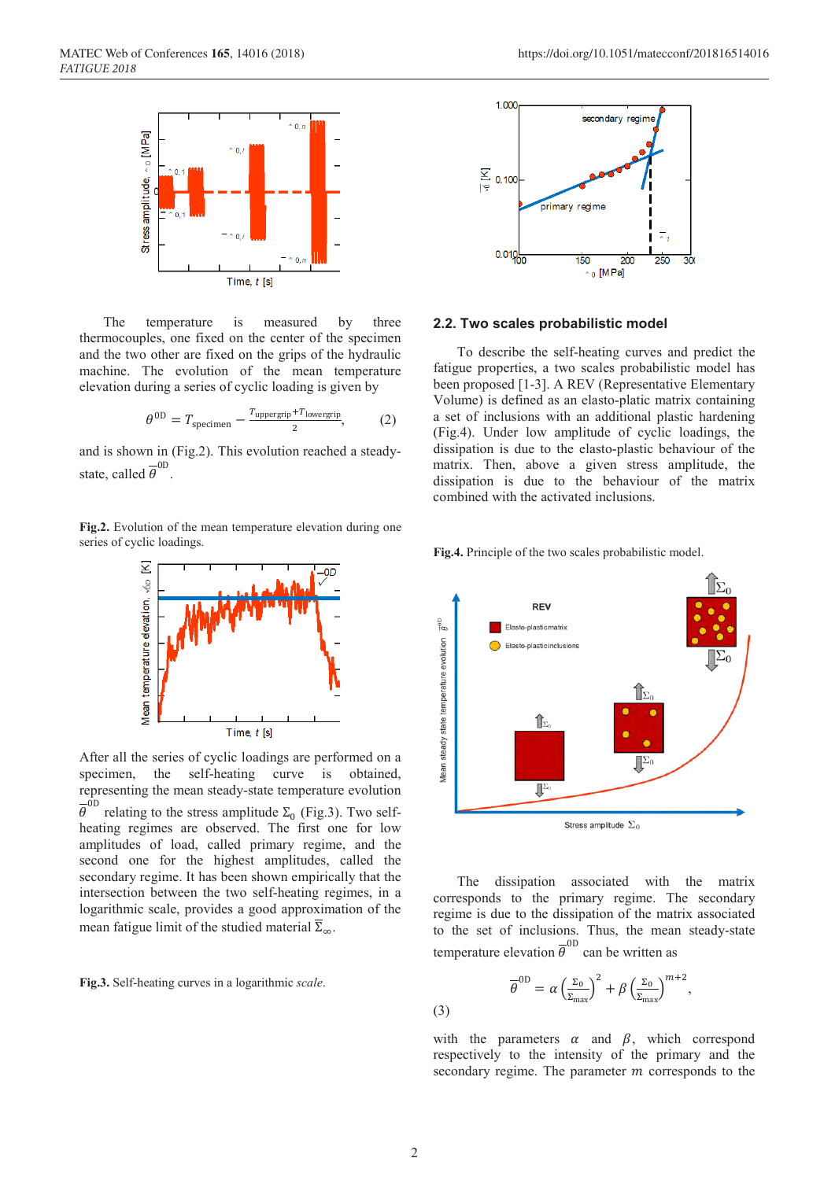The temperature is measured by three thermocouples, one fixed on the center of the specimen and the two other are fixed on the grips of the hydraulic machine. The evolution of the mean temperature elevation during a series of cyclic loading is given by

$$\theta^{0D} = T_{specimen} - \frac{T_{uppergrip}+T_{lowergrip}}{2}, \qquad (2)$$

and is shown in (Fig.2). This evolution reached a steady-state, called $\overline{\theta}^{0D}$.

**Fig.2.** Evolution of the mean temperature elevation during one series of cyclic loadings.

After all the series of cyclic loadings are performed on a specimen, the self-heating curve is obtained, representing the mean steady-state temperature evolution $\overline{\theta}^{0D}$ relating to the stress amplitude $\Sigma_0$ (Fig.3). Two self-heating regimes are observed. The first one for low amplitudes of load, called primary regime, and the second one for the highest amplitudes, called the secondary regime. It has been shown empirically that the intersection between the two self-heating regimes, in a logarithmic scale, provides a good approximation of the mean fatigue limit of the studied material $\overline{\Sigma}_{\infty}$.

**Fig.3.** Self-heating curves in a logarithmic *scale*.

## 2.2. Two scales probabilistic model

To describe the self-heating curves and predict the fatigue properties, a two scales probabilistic model has been proposed [1-3]. A REV (Representative Elementary Volume) is defined as an elasto-plactic matrix containing a set of inclusions with an additional plastic hardening (Fig.4). Under low amplitude of cyclic loadings, the dissipation is due to the elasto-plastic behaviour of the matrix. Then, above a given stress amplitude, the dissipation is due to the behaviour of the matrix combined with the activated inclusions.

**Fig.4.** Principle of the two scales probabilistic model.

The dissipation associated with the matrix corresponds to the primary regime. The secondary regime is due to the dissipation of the matrix associated to the set of inclusions. Thus, the mean steady-state temperature elevation $\overline{\theta}^{0D}$ can be written as

$$\overline{\theta}^{0D} = \alpha \left(\frac{\Sigma_0}{\Sigma_{max}}\right)^2 + \beta \left(\frac{\Sigma_0}{\Sigma_{max}}\right)^{m+2}, \qquad (3)$$

with the parameters $\alpha$ and $\beta$, which correspond respectively to the intensity of the primary and the secondary regime. The parameter $m$ corresponds to the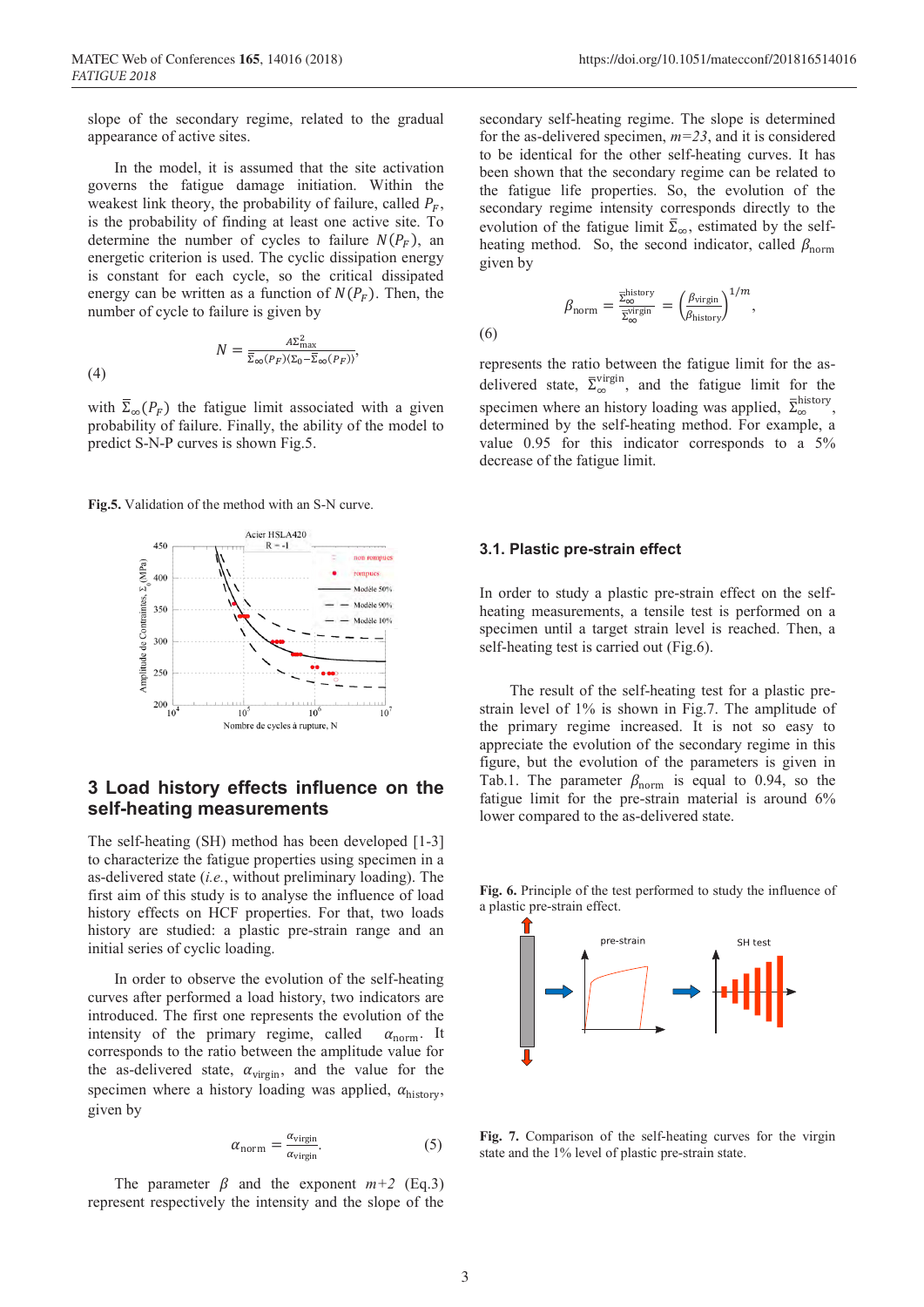slope of the secondary regime, related to the gradual appearance of active sites.

In the model, it is assumed that the site activation governs the fatigue damage initiation. Within the weakest link theory, the probability of failure, called $P_F$, is the probability of finding at least one active site. To determine the number of cycles to failure $N(P_F)$, an energetic criterion is used. The cyclic dissipation energy is constant for each cycle, so the critical dissipated energy can be written as a function of $N(P_F)$. Then, the number of cycle to failure is given by

$$N = \frac{A\Sigma_{max}^2}{\bar{\Sigma}_\infty(P_F)(\Sigma_0 - \bar{\Sigma}_\infty(P_F))}, \tag{4}$$

with $\bar{\Sigma}_\infty(P_F)$ the fatigue limit associated with a given probability of failure. Finally, the ability of the model to predict S-N-P curves is shown Fig.5.

**Fig.5.** Validation of the method with an S-N curve.

## 3 Load history effects influence on the self-heating measurements

The self-heating (SH) method has been developed [1-3] to characterize the fatigue properties using specimen in a as-delivered state (*i.e.*, without preliminary loading). The first aim of this study is to analyse the influence of load history effects on HCF properties. For that, two loads history are studied: a plastic pre-strain range and an initial series of cyclic loading.

In order to observe the evolution of the self-heating curves after performed a load history, two indicators are introduced. The first one represents the evolution of the intensity of the primary regime, called $\alpha_{norm}$. It corresponds to the ratio between the amplitude value for the as-delivered state, $\alpha_{virgin}$, and the value for the specimen where a history loading was applied, $\alpha_{history}$, given by

$$\alpha_{norm} = \frac{\alpha_{virgin}}{\alpha_{virgin}}. \tag{5}$$

The parameter $\beta$ and the exponent $m+2$ (Eq.3) represent respectively the intensity and the slope of the secondary self-heating regime. The slope is determined for the as-delivered specimen, $m=23$, and it is considered to be identical for the other self-heating curves. It has been shown that the secondary regime can be related to the fatigue life properties. So, the evolution of the secondary regime intensity corresponds directly to the evolution of the fatigue limit $\bar{\Sigma}_\infty$, estimated by the self-heating method. So, the second indicator, called $\beta_{norm}$ given by

$$\beta_{norm} = \frac{\bar{\Sigma}_\infty^{history}}{\bar{\Sigma}_\infty^{virgin}} = \left(\frac{\beta_{virgin}}{\beta_{history}}\right)^{1/m}, \tag{6}$$

represents the ratio between the fatigue limit for the as-delivered state, $\bar{\Sigma}_\infty^{virgin}$, and the fatigue limit for the specimen where an history loading was applied, $\bar{\Sigma}_\infty^{history}$, determined by the self-heating method. For example, a value 0.95 for this indicator corresponds to a 5% decrease of the fatigue limit.

### 3.1. Plastic pre-strain effect

In order to study a plastic pre-strain effect on the self-heating measurements, a tensile test is performed on a specimen until a target strain level is reached. Then, a self-heating test is carried out (Fig.6).

The result of the self-heating test for a plastic pre-strain level of 1% is shown in Fig.7. The amplitude of the primary regime increased. It is not so easy to appreciate the evolution of the secondary regime in this figure, but the evolution of the parameters is given in Tab.1. The parameter $\beta_{norm}$ is equal to 0.94, so the fatigue limit for the pre-strain material is around 6% lower compared to the as-delivered state.

**Fig. 6.** Principle of the test performed to study the influence of a plastic pre-strain effect.

**Fig. 7.** Comparison of the self-heating curves for the virgin state and the 1% level of plastic pre-strain state.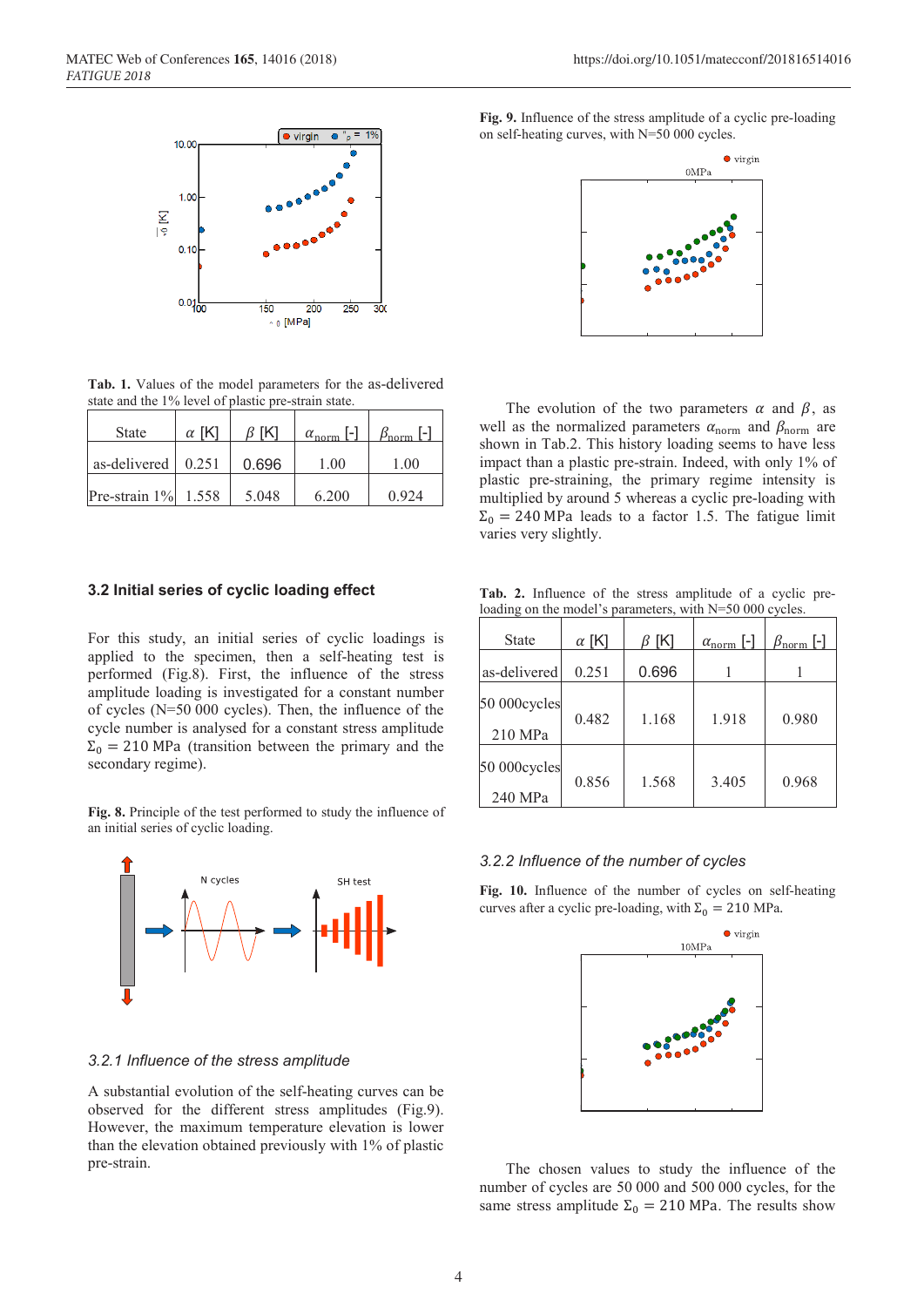**Tab. 1.** Values of the model parameters for the as-delivered state and the 1% level of plastic pre-strain state.

| State | $\alpha$ [K] | $\beta$ [K] | $\alpha_{norm}$ [-] | $\beta_{norm}$ [-] |
|---|---|---|---|---|
| as-delivered | 0.251 | 0.696 | 1.00 | 1.00 |
| Pre-strain 1% | 1.558 | 5.048 | 6.200 | 0.924 |

### 3.2 Initial series of cyclic loading effect

For this study, an initial series of cyclic loadings is applied to the specimen, then a self-heating test is performed (Fig.8). First, the influence of the stress amplitude loading is investigated for a constant number of cycles (N=50 000 cycles). Then, the influence of the cycle number is analysed for a constant stress amplitude $\Sigma_0 = 210$ MPa (transition between the primary and the secondary regime).

**Fig. 8.** Principle of the test performed to study the influence of an initial series of cyclic loading.

#### *3.2.1 Influence of the stress amplitude*

A substantial evolution of the self-heating curves can be observed for the different stress amplitudes (Fig.9). However, the maximum temperature elevation is lower than the elevation obtained previously with 1% of plastic pre-strain.

**Fig. 9.** Influence of the stress amplitude of a cyclic pre-loading on self-heating curves, with N=50 000 cycles.

The evolution of the two parameters $\alpha$ and $\beta$, as well as the normalized parameters $\alpha_{norm}$ and $\beta_{norm}$ are shown in Tab.2. This history loading seems to have less impact than a plastic pre-strain. Indeed, with only 1% of plastic pre-straining, the primary regime intensity is multiplied by around 5 whereas a cyclic pre-loading with $\Sigma_0 = 240$ MPa leads to a factor 1.5. The fatigue limit varies very slightly.

**Tab. 2.** Influence of the stress amplitude of a cyclic pre-loading on the model's parameters, with N=50 000 cycles.

| State | $\alpha$ [K] | $\beta$ [K] | $\alpha_{norm}$ [-] | $\beta_{norm}$ [-] |
|---|---|---|---|---|
| as-delivered | 0.251 | 0.696 | 1 | 1 |
| 50 000cycles 210 MPa | 0.482 | 1.168 | 1.918 | 0.980 |
| 50 000cycles 240 MPa | 0.856 | 1.568 | 3.405 | 0.968 |

#### *3.2.2 Influence of the number of cycles*

**Fig. 10.** Influence of the number of cycles on self-heating curves after a cyclic pre-loading, with $\Sigma_0 = 210$ MPa.

The chosen values to study the influence of the number of cycles are 50 000 and 500 000 cycles, for the same stress amplitude $\Sigma_0 = 210$ MPa. The results show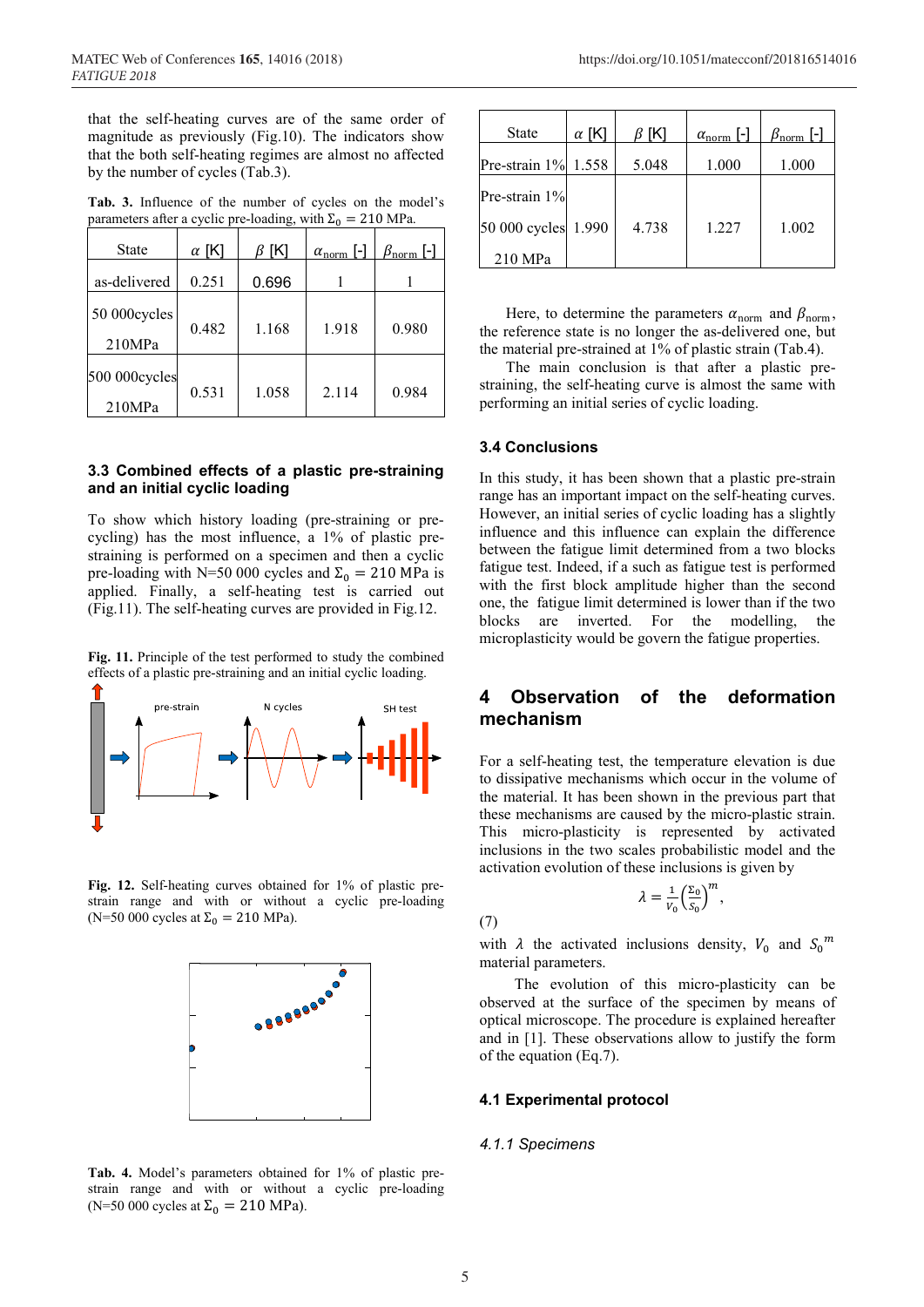that the self-heating curves are of the same order of magnitude as previously (Fig.10). The indicators show that the both self-heating regimes are almost no affected by the number of cycles (Tab.3).

**Tab. 3.** Influence of the number of cycles on the model's parameters after a cyclic pre-loading, with $\Sigma_0 = 210$ MPa.

| State | $\alpha$ [K] | $\beta$ [K] | $\alpha_{norm}$ [-] | $\beta_{norm}$ [-] |
|---|---|---|---|---|
| as-delivered | 0.251 | 0.696 | 1 | 1 |
| 50 000cycles 210MPa | 0.482 | 1.168 | 1.918 | 0.980 |
| 500 000cycles 210MPa | 0.531 | 1.058 | 2.114 | 0.984 |

### 3.3 Combined effects of a plastic pre-straining and an initial cyclic loading

To show which history loading (pre-straining or pre-cycling) has the most influence, a 1% of plastic pre-straining is performed on a specimen and then a cyclic pre-loading with N=50 000 cycles and $\Sigma_0 = 210$ MPa is applied. Finally, a self-heating test is carried out (Fig.11). The self-heating curves are provided in Fig.12.

**Fig. 11.** Principle of the test performed to study the combined effects of a plastic pre-straining and an initial cyclic loading.

**Fig. 12.** Self-heating curves obtained for 1% of plastic pre-strain range and with or without a cyclic pre-loading (N=50 000 cycles at $\Sigma_0 = 210$ MPa).

**Tab. 4.** Model's parameters obtained for 1% of plastic pre-strain range and with or without a cyclic pre-loading (N=50 000 cycles at $\Sigma_0 = 210$ MPa).

| State | $\alpha$ [K] | $\beta$ [K] | $\alpha_{norm}$ [-] | $\beta_{norm}$ [-] |
|---|---|---|---|---|
| Pre-strain 1% | 1.558 | 5.048 | 1.000 | 1.000 |
| Pre-strain 1% 50 000 cycles 210 MPa | 1.990 | 4.738 | 1.227 | 1.002 |

Here, to determine the parameters $\alpha_{norm}$ and $\beta_{norm}$, the reference state is no longer the as-delivered one, but the material pre-strained at 1% of plastic strain (Tab.4).

The main conclusion is that after a plastic pre-straining, the self-heating curve is almost the same with performing an initial series of cyclic loading.

### 3.4 Conclusions

In this study, it has been shown that a plastic pre-strain range has an important impact on the self-heating curves. However, an initial series of cyclic loading has a slightly influence and this influence can explain the difference between the fatigue limit determined from a two blocks fatigue test. Indeed, if a such as fatigue test is performed with the first block amplitude higher than the second one, the fatigue limit determined is lower than if the two blocks are inverted. For the modelling, the microplasticity would be govern the fatigue properties.

## 4 Observation of the deformation mechanism

For a self-heating test, the temperature elevation is due to dissipative mechanisms which occur in the volume of the material. It has been shown in the previous part that these mechanisms are caused by the micro-plastic strain. This micro-plasticity is represented by activated inclusions in the two scales probabilistic model and the activation evolution of these inclusions is given by

$$\lambda = \frac{1}{V_0}\left(\frac{\Sigma_0}{S_0}\right)^m, \quad (7)$$

with $\lambda$ the activated inclusions density, $V_0$ and $S_0{}^m$ material parameters.

The evolution of this micro-plasticity can be observed at the surface of the specimen by means of optical microscope. The procedure is explained hereafter and in [1]. These observations allow to justify the form of the equation (Eq.7).

### 4.1 Experimental protocol

#### *4.1.1 Specimens*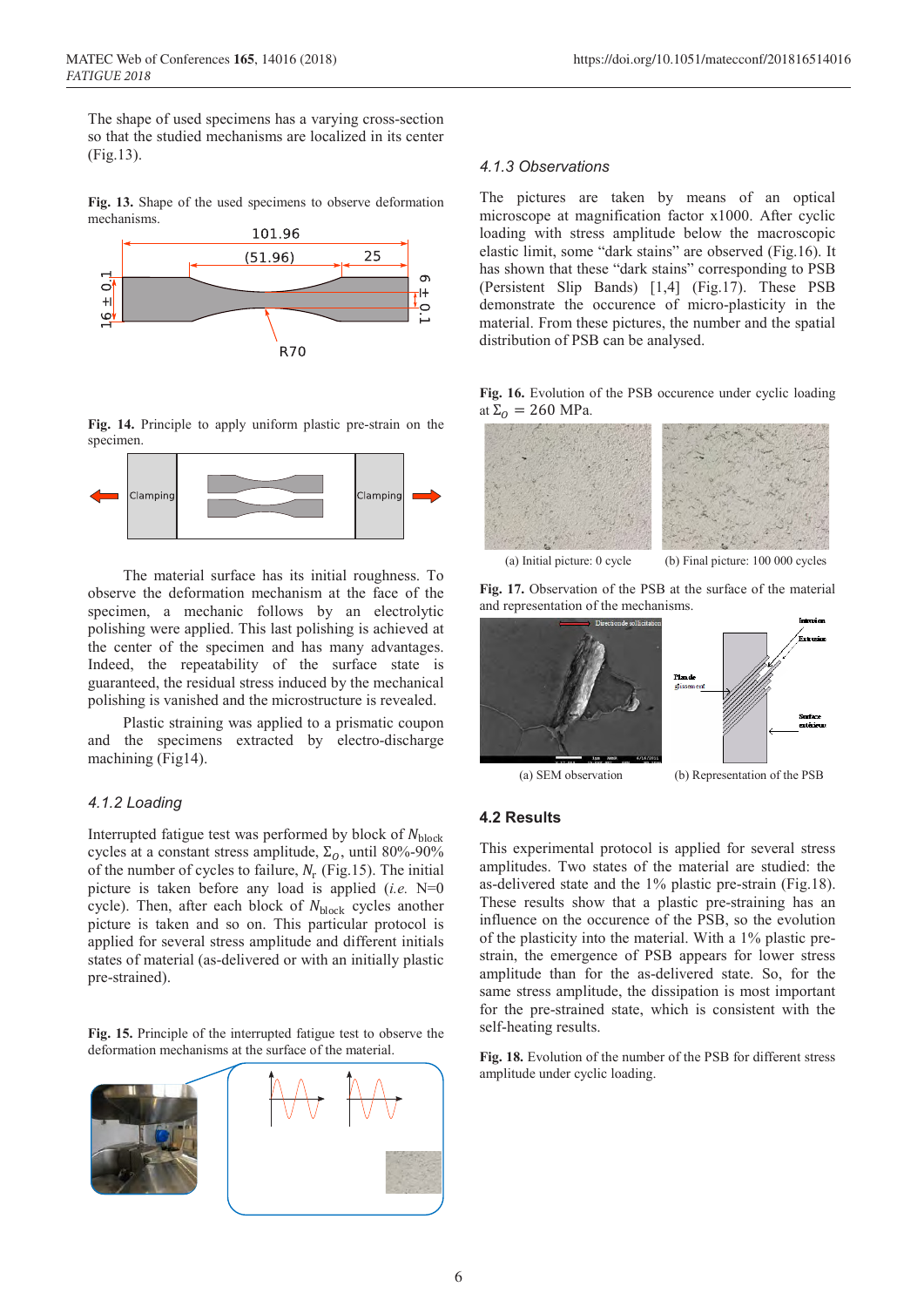The shape of used specimens has a varying cross-section so that the studied mechanisms are localized in its center (Fig.13).

**Fig. 13.** Shape of the used specimens to observe deformation mechanisms.

**Fig. 14.** Principle to apply uniform plastic pre-strain on the specimen.

The material surface has its initial roughness. To observe the deformation mechanism at the face of the specimen, a mechanic follows by an electrolytic polishing were applied. This last polishing is achieved at the center of the specimen and has many advantages. Indeed, the repeatability of the surface state is guaranteed, the residual stress induced by the mechanical polishing is vanished and the microstructure is revealed.

Plastic straining was applied to a prismatic coupon and the specimens extracted by electro-discharge machining (Fig14).

### 4.1.2 Loading

Interrupted fatigue test was performed by block of $N_{\text{block}}$ cycles at a constant stress amplitude, $\Sigma_O$, until 80%-90% of the number of cycles to failure, $N_r$ (Fig.15). The initial picture is taken before any load is applied (*i.e.* N=0 cycle). Then, after each block of $N_{\text{block}}$ cycles another picture is taken and so on. This particular protocol is applied for several stress amplitude and different initials states of material (as-delivered or with an initially plastic pre-strained).

**Fig. 15.** Principle of the interrupted fatigue test to observe the deformation mechanisms at the surface of the material.

### 4.1.3 Observations

The pictures are taken by means of an optical microscope at magnification factor x1000. After cyclic loading with stress amplitude below the macroscopic elastic limit, some "dark stains" are observed (Fig.16). It has shown that these "dark stains" corresponding to PSB (Persistent Slip Bands) [1,4] (Fig.17). These PSB demonstrate the occurence of micro-plasticity in the material. From these pictures, the number and the spatial distribution of PSB can be analysed.

**Fig. 16.** Evolution of the PSB occurence under cyclic loading at $\Sigma_O = 260$ MPa.

(a) Initial picture: 0 cycle (b) Final picture: 100 000 cycles

**Fig. 17.** Observation of the PSB at the surface of the material and representation of the mechanisms.

(a) SEM observation (b) Representation of the PSB

## 4.2 Results

This experimental protocol is applied for several stress amplitudes. Two states of the material are studied: the as-delivered state and the 1% plastic pre-strain (Fig.18). These results show that a plastic pre-straining has an influence on the occurence of the PSB, so the evolution of the plasticity into the material. With a 1% plastic pre-strain, the emergence of PSB appears for lower stress amplitude than for the as-delivered state. So, for the same stress amplitude, the dissipation is most important for the pre-strained state, which is consistent with the self-heating results.

**Fig. 18.** Evolution of the number of the PSB for different stress amplitude under cyclic loading.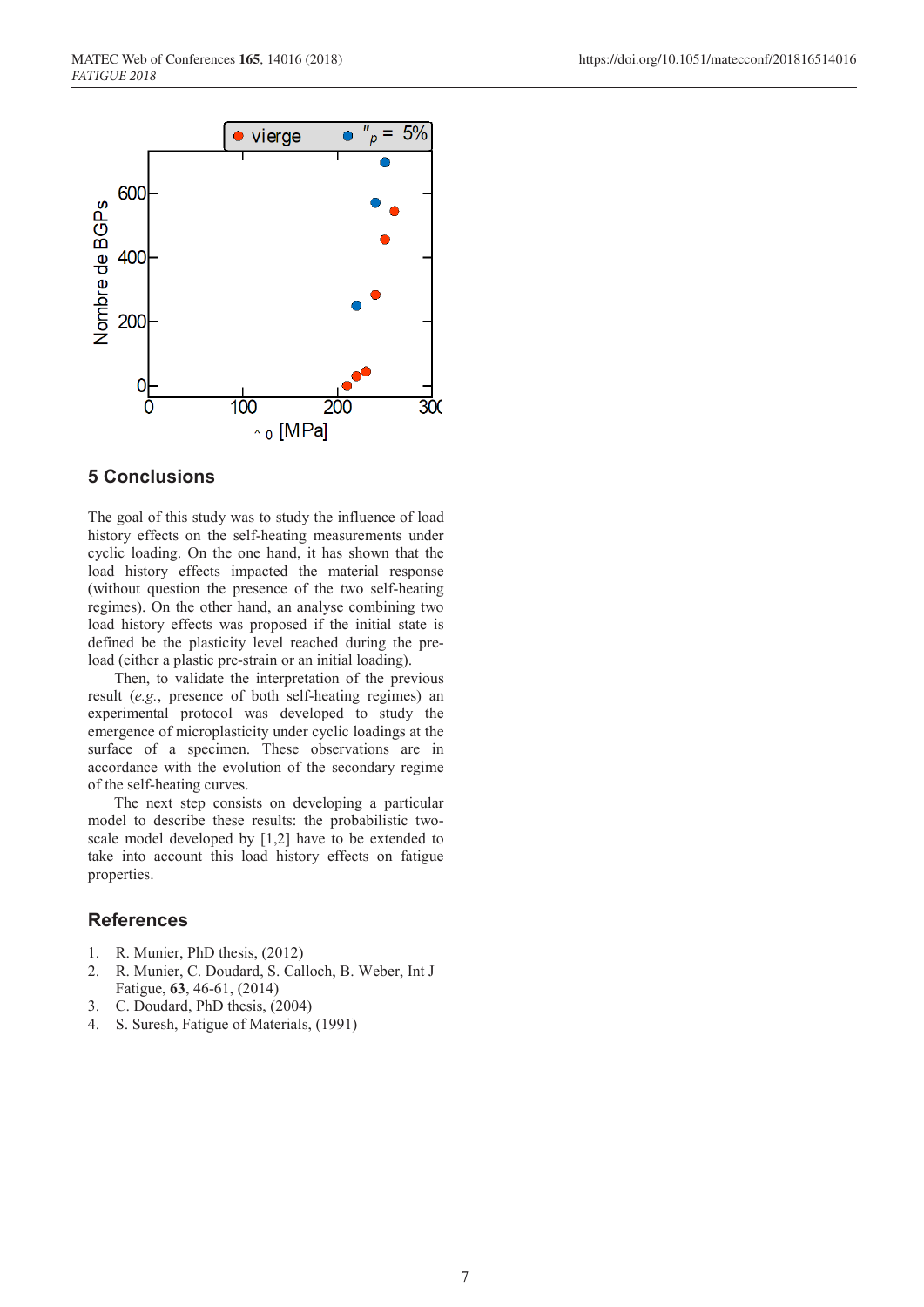vierge
"$_p$ = 5%

Nombre de BGPs

600
400
200
0

0
100
200
300

^ 0 [MPa]

## 5 Conclusions

The goal of this study was to study the influence of load history effects on the self-heating measurements under cyclic loading. On the one hand, it has shown that the load history effects impacted the material response (without question the presence of the two self-heating regimes). On the other hand, an analyse combining two load history effects was proposed if the initial state is defined be the plasticity level reached during the pre-load (either a plastic pre-strain or an initial loading).

Then, to validate the interpretation of the previous result (*e.g.*, presence of both self-heating regimes) an experimental protocol was developed to study the emergence of microplasticity under cyclic loadings at the surface of a specimen. These observations are in accordance with the evolution of the secondary regime of the self-heating curves.

The next step consists on developing a particular model to describe these results: the probabilistic two-scale model developed by [1,2] have to be extended to take into account this load history effects on fatigue properties.

## References

1. R. Munier, PhD thesis, (2012)
2. R. Munier, C. Doudard, S. Calloch, B. Weber, Int J Fatigue, **63**, 46-61, (2014)
3. C. Doudard, PhD thesis, (2004)
4. S. Suresh, Fatigue of Materials, (1991)